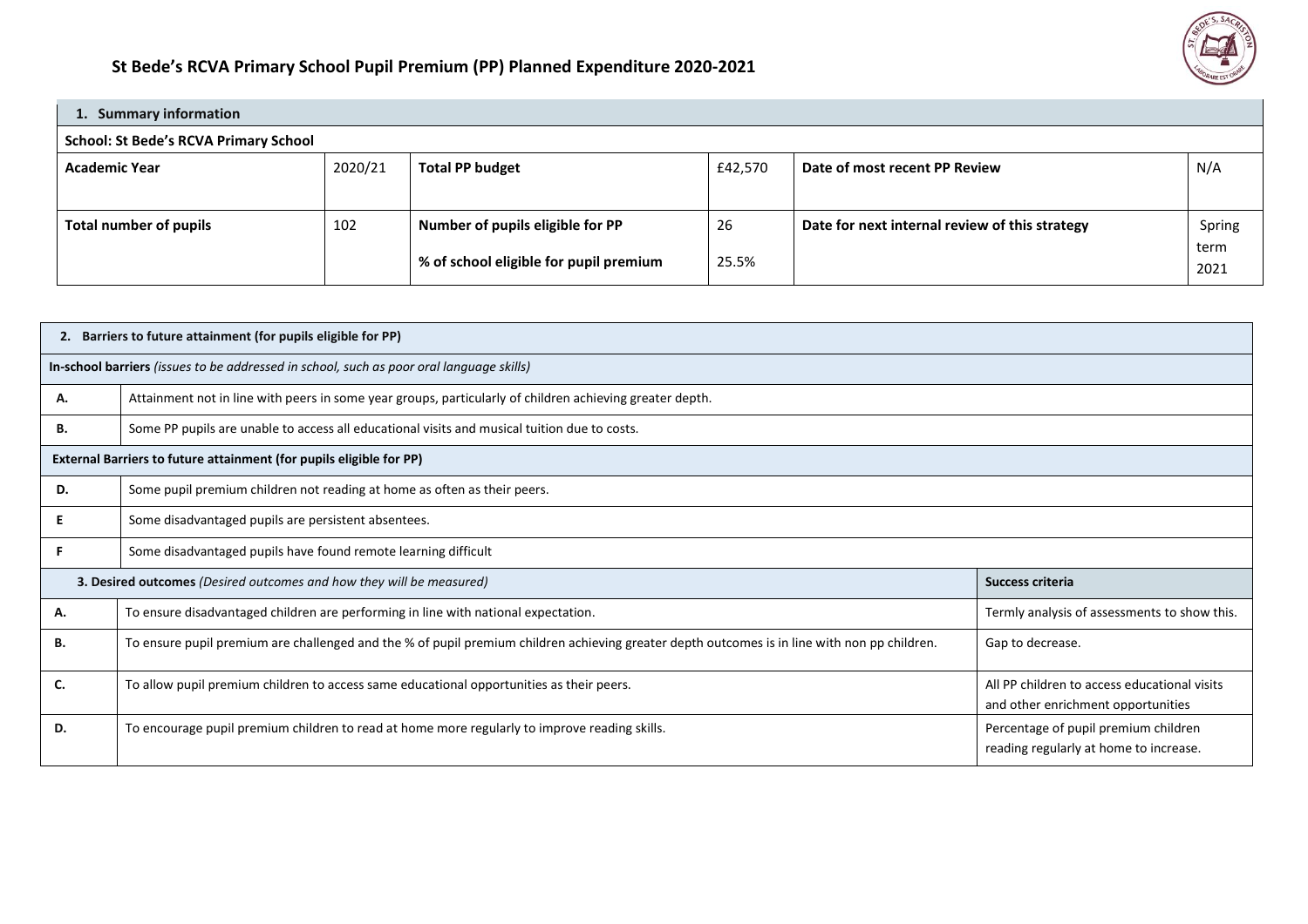# St Bede's RCVA Primary School Pupil Premium (PP) Planned Expenditure 2020-2021

| **1. Summary information** | | | | | |
|---|---|---|---|---|---|
| **School: St Bede's RCVA Primary School** | | | | | |
| **Academic Year** | 2020/21 | **Total PP budget** | £42,570 | **Date of most recent PP Review** | N/A |
| **Total number of pupils** | 102 | **Number of pupils eligible for PP**<br>**% of school eligible for pupil premium** | 26<br>25.5% | **Date for next internal review of this strategy** | Spring term 2021 |

| **2. Barriers to future attainment (for pupils eligible for PP)** | | |
|---|---|---|
| **In-school barriers** *(issues to be addressed in school, such as poor oral language skills)* | | |
| **A.** | Attainment not in line with peers in some year groups, particularly of children achieving greater depth. | |
| **B.** | Some PP pupils are unable to access all educational visits and musical tuition due to costs. | |
| **External Barriers to future attainment (for pupils eligible for PP)** | | |
| **D.** | Some pupil premium children not reading at home as often as their peers. | |
| **E** | Some disadvantaged pupils are persistent absentees. | |
| **F** | Some disadvantaged pupils have found remote learning difficult | |
| **3. Desired outcomes** *(Desired outcomes and how they will be measured)* | | **Success criteria** |
| **A.** | To ensure disadvantaged children are performing in line with national expectation. | Termly analysis of assessments to show this. |
| **B.** | To ensure pupil premium are challenged and the % of pupil premium children achieving greater depth outcomes is in line with non pp children. | Gap to decrease. |
| **C.** | To allow pupil premium children to access same educational opportunities as their peers. | All PP children to access educational visits and other enrichment opportunities |
| **D.** | To encourage pupil premium children to read at home more regularly to improve reading skills. | Percentage of pupil premium children reading regularly at home to increase. |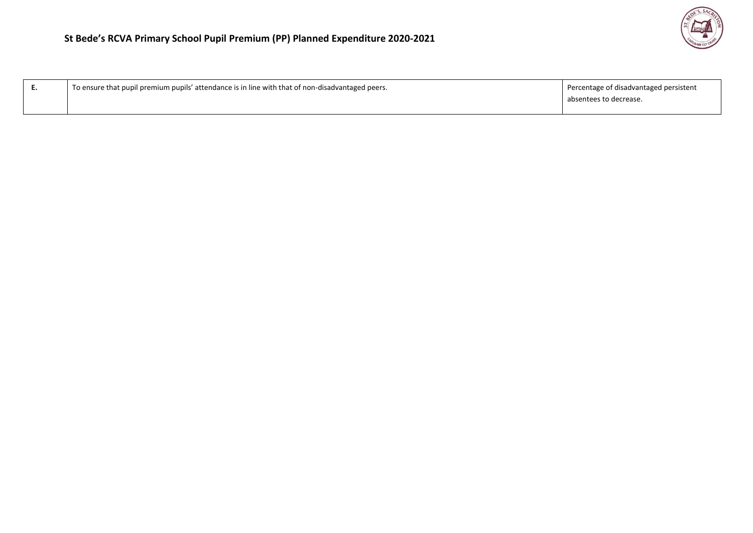| | | |
|---|---|---|
| **E.** | To ensure that pupil premium pupils’ attendance is in line with that of non-disadvantaged peers. | Percentage of disadvantaged persistent absentees to decrease. |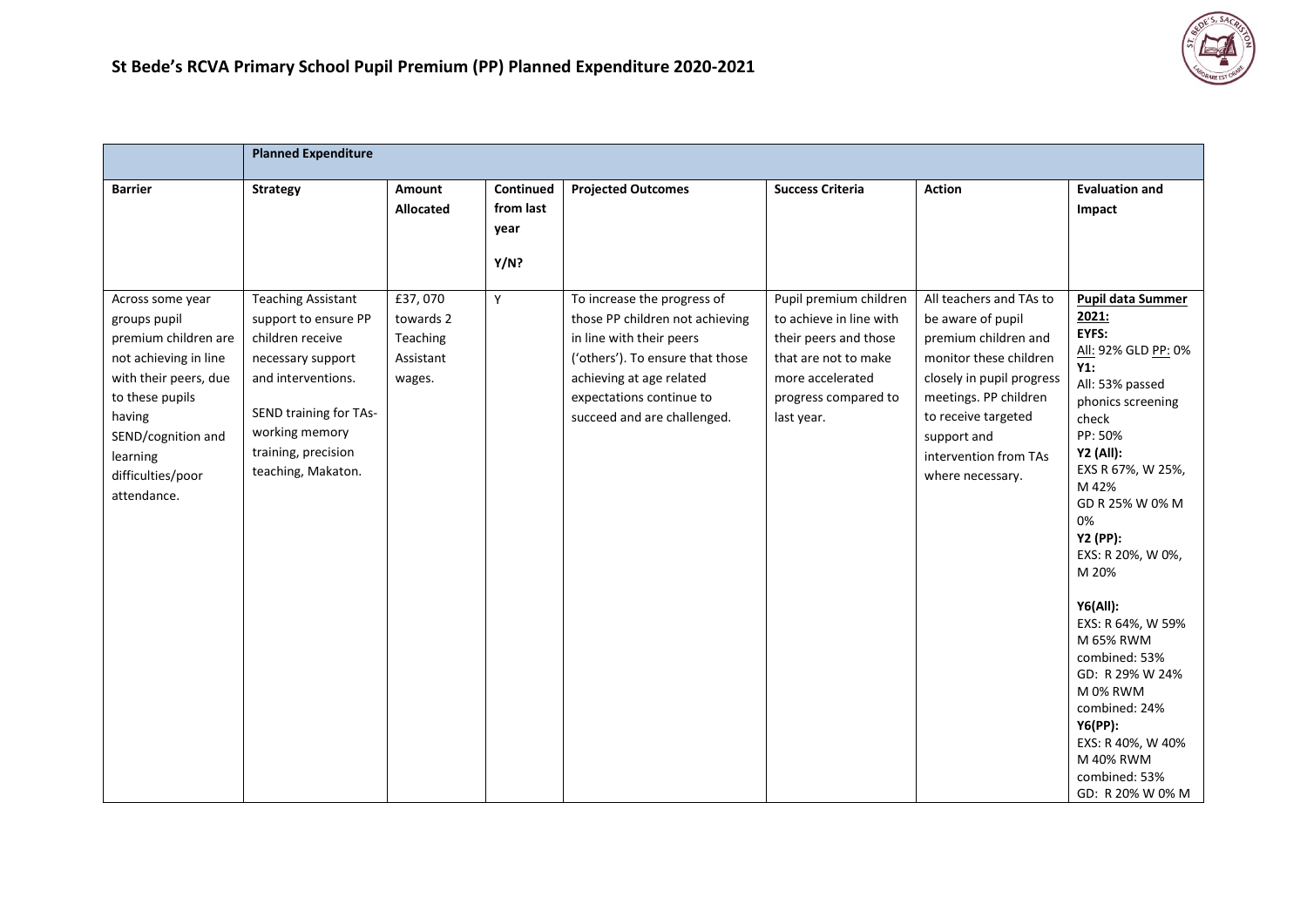## St Bede's RCVA Primary School Pupil Premium (PP) Planned Expenditure 2020-2021

| | **Planned Expenditure** | | | | | | |
|---|---|---|---|---|---|---|---|
| **Barrier** | **Strategy** | **Amount Allocated** | **Continued from last year Y/N?** | **Projected Outcomes** | **Success Criteria** | **Action** | **Evaluation and Impact** |
| Across some year groups pupil premium children are not achieving in line with their peers, due to these pupils having SEND/cognition and learning difficulties/poor attendance. | Teaching Assistant support to ensure PP children receive necessary support and interventions.<br><br>SEND training for TAs- working memory training, precision teaching, Makaton. | £37, 070 towards 2 Teaching Assistant wages. | Y | To increase the progress of those PP children not achieving in line with their peers ('others'). To ensure that those achieving at age related expectations continue to succeed and are challenged. | Pupil premium children to achieve in line with their peers and those that are not to make more accelerated progress compared to last year. | All teachers and TAs to be aware of pupil premium children and monitor these children closely in pupil progress meetings. PP children to receive targeted support and intervention from TAs where necessary. | **Pupil data Summer 2021:**<br>**EYFS:**<br>All: 92% GLD PP: 0%<br>**Y1:**<br>All: 53% passed phonics screening check<br>PP: 50%<br>**Y2 (All):**<br>EXS R 67%, W 25%, M 42%<br>GD R 25% W 0% M 0%<br>**Y2 (PP):**<br>EXS: R 20%, W 0%, M 20%<br><br>**Y6(All):**<br>EXS: R 64%, W 59% M 65% RWM combined: 53%<br>GD: R 29% W 24% M 0% RWM combined: 24%<br>**Y6(PP):**<br>EXS: R 40%, W 40% M 40% RWM combined: 53%<br>GD: R 20% W 0% M |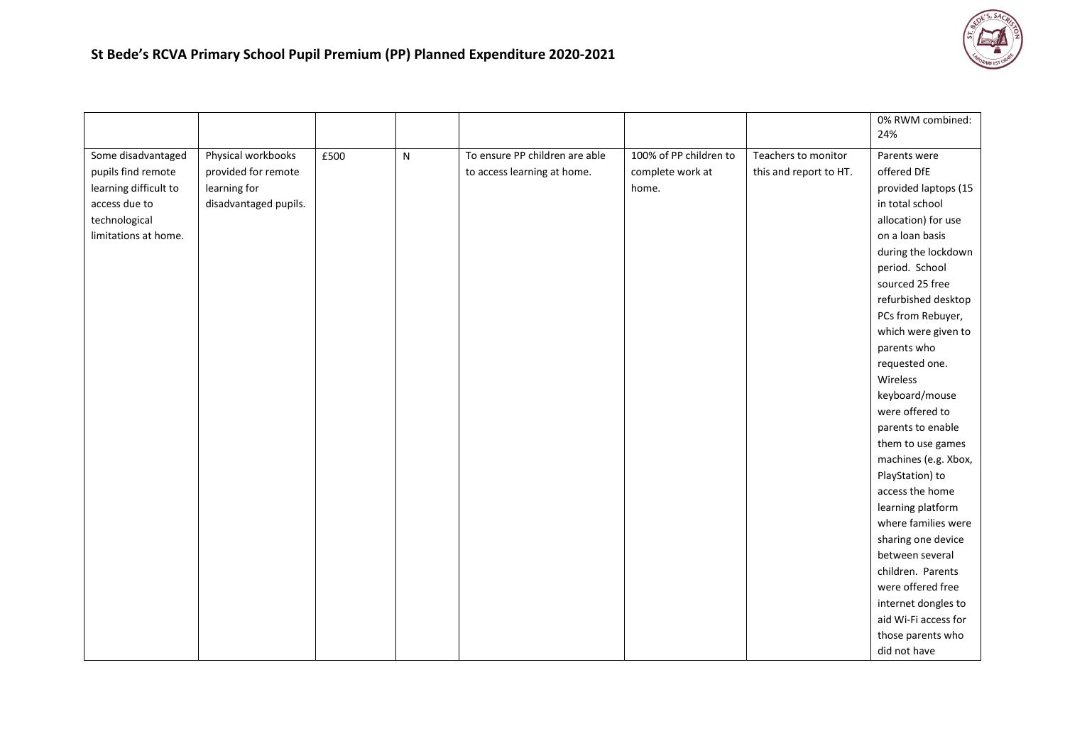# St Bede's RCVA Primary School Pupil Premium (PP) Planned Expenditure 2020-2021

| | | | | | | | |
|---|---|---|---|---|---|---|---|
| | | | | | | | 0% RWM combined: 24% |
| Some disadvantaged pupils find remote learning difficult to access due to technological limitations at home. | Physical workbooks provided for remote learning for disadvantaged pupils. | £500 | N | To ensure PP children are able to access learning at home. | 100% of PP children to complete work at home. | Teachers to monitor this and report to HT. | Parents were offered DfE provided laptops (15 in total school allocation) for use on a loan basis during the lockdown period. School sourced 25 free refurbished desktop PCs from Rebuyer, which were given to parents who requested one. Wireless keyboard/mouse were offered to parents to enable them to use games machines (e.g. Xbox, PlayStation) to access the home learning platform where families were sharing one device between several children. Parents were offered free internet dongles to aid Wi-Fi access for those parents who did not have |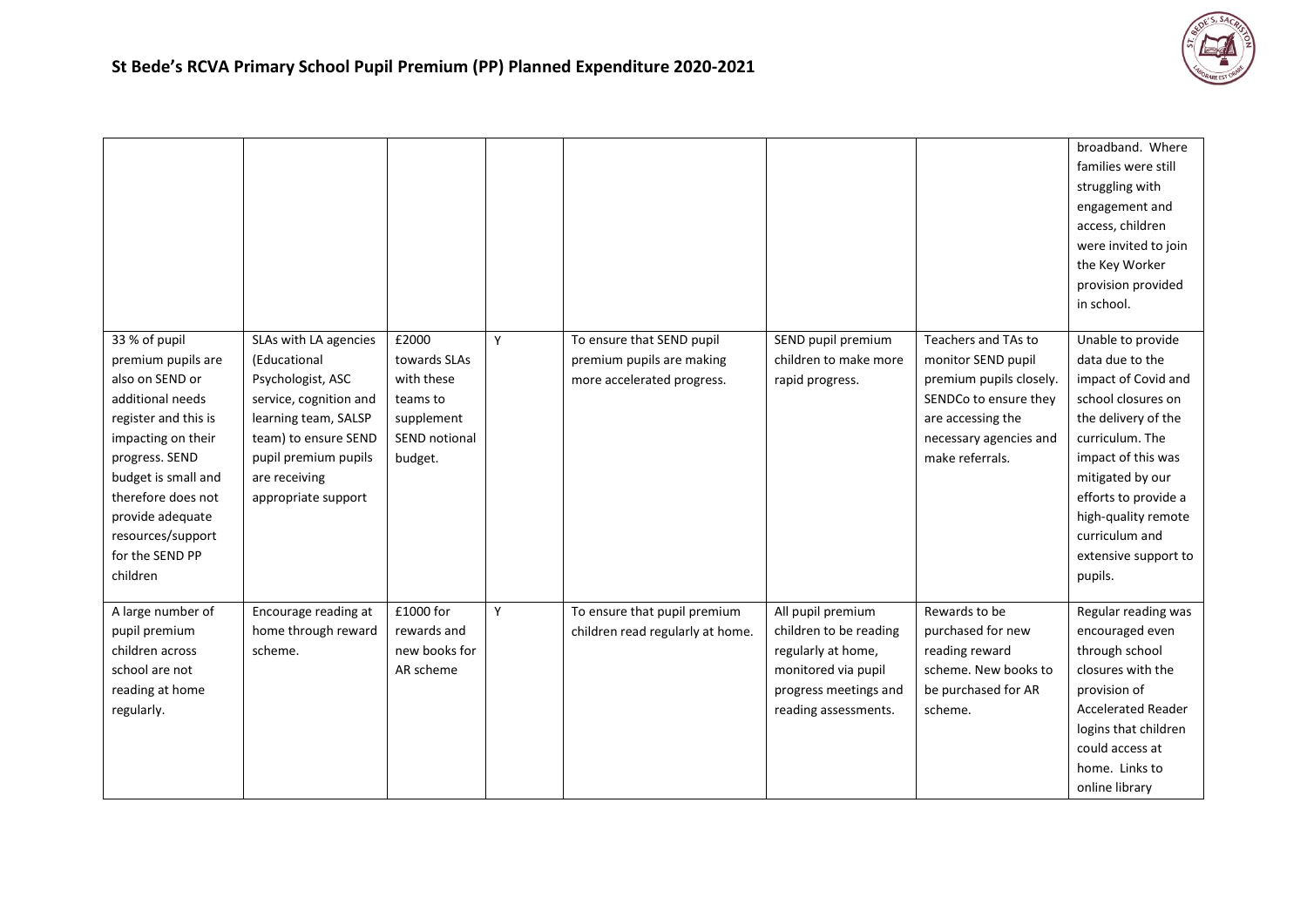## St Bede's RCVA Primary School Pupil Premium (PP) Planned Expenditure 2020-2021

| | | | | | | | |
|---|---|---|---|---|---|---|---|
| | | | | | | | broadband. Where families were still struggling with engagement and access, children were invited to join the Key Worker provision provided in school. |
| 33 % of pupil premium pupils are also on SEND or additional needs register and this is impacting on their progress. SEND budget is small and therefore does not provide adequate resources/support for the SEND PP children | SLAs with LA agencies (Educational Psychologist, ASC service, cognition and learning team, SALSP team) to ensure SEND pupil premium pupils are receiving appropriate support | £2000 towards SLAs with these teams to supplement SEND notional budget. | Y | To ensure that SEND pupil premium pupils are making more accelerated progress. | SEND pupil premium children to make more rapid progress. | Teachers and TAs to monitor SEND pupil premium pupils closely. SENDCo to ensure they are accessing the necessary agencies and make referrals. | Unable to provide data due to the impact of Covid and school closures on the delivery of the curriculum. The impact of this was mitigated by our efforts to provide a high-quality remote curriculum and extensive support to pupils. |
| A large number of pupil premium children across school are not reading at home regularly. | Encourage reading at home through reward scheme. | £1000 for rewards and new books for AR scheme | Y | To ensure that pupil premium children read regularly at home. | All pupil premium children to be reading regularly at home, monitored via pupil progress meetings and reading assessments. | Rewards to be purchased for new reading reward scheme. New books to be purchased for AR scheme. | Regular reading was encouraged even through school closures with the provision of Accelerated Reader logins that children could access at home. Links to online library |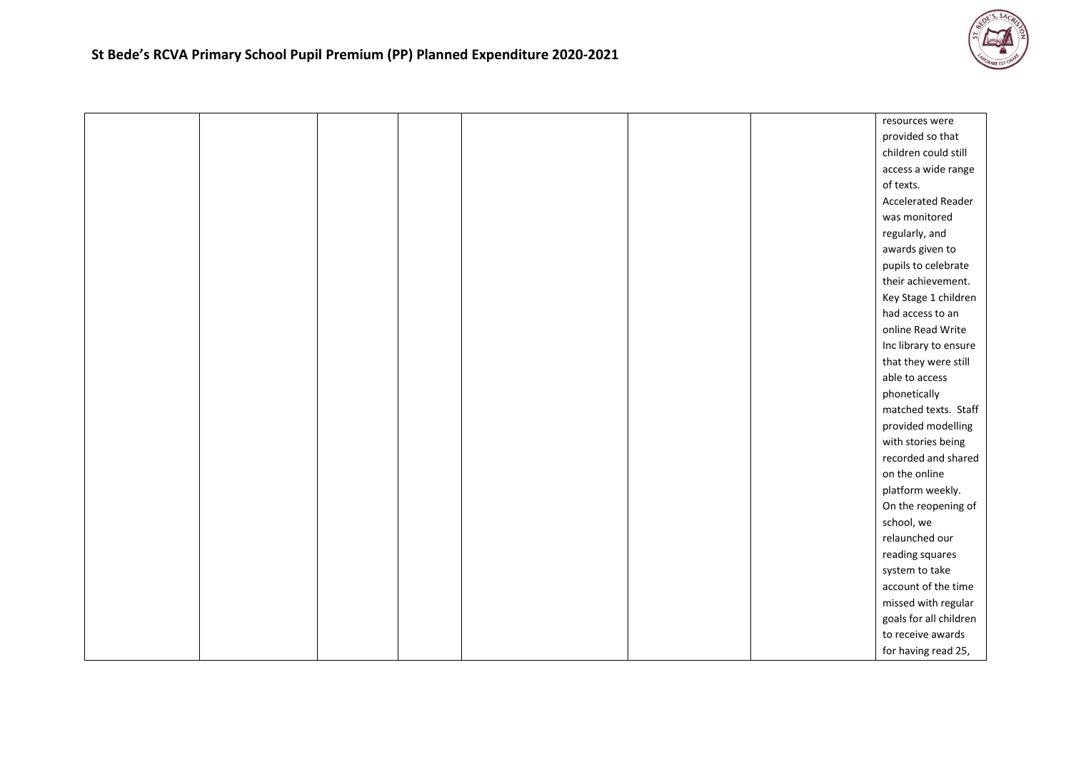# St Bede's RCVA Primary School Pupil Premium (PP) Planned Expenditure 2020-2021

| | | | | | | | |
|---|---|---|---|---|---|---|---|
| | | | | | | | resources were provided so that children could still access a wide range of texts. Accelerated Reader was monitored regularly, and awards given to pupils to celebrate their achievement. Key Stage 1 children had access to an online Read Write Inc library to ensure that they were still able to access phonetically matched texts. Staff provided modelling with stories being recorded and shared on the online platform weekly. On the reopening of school, we relaunched our reading squares system to take account of the time missed with regular goals for all children to receive awards for having read 25, |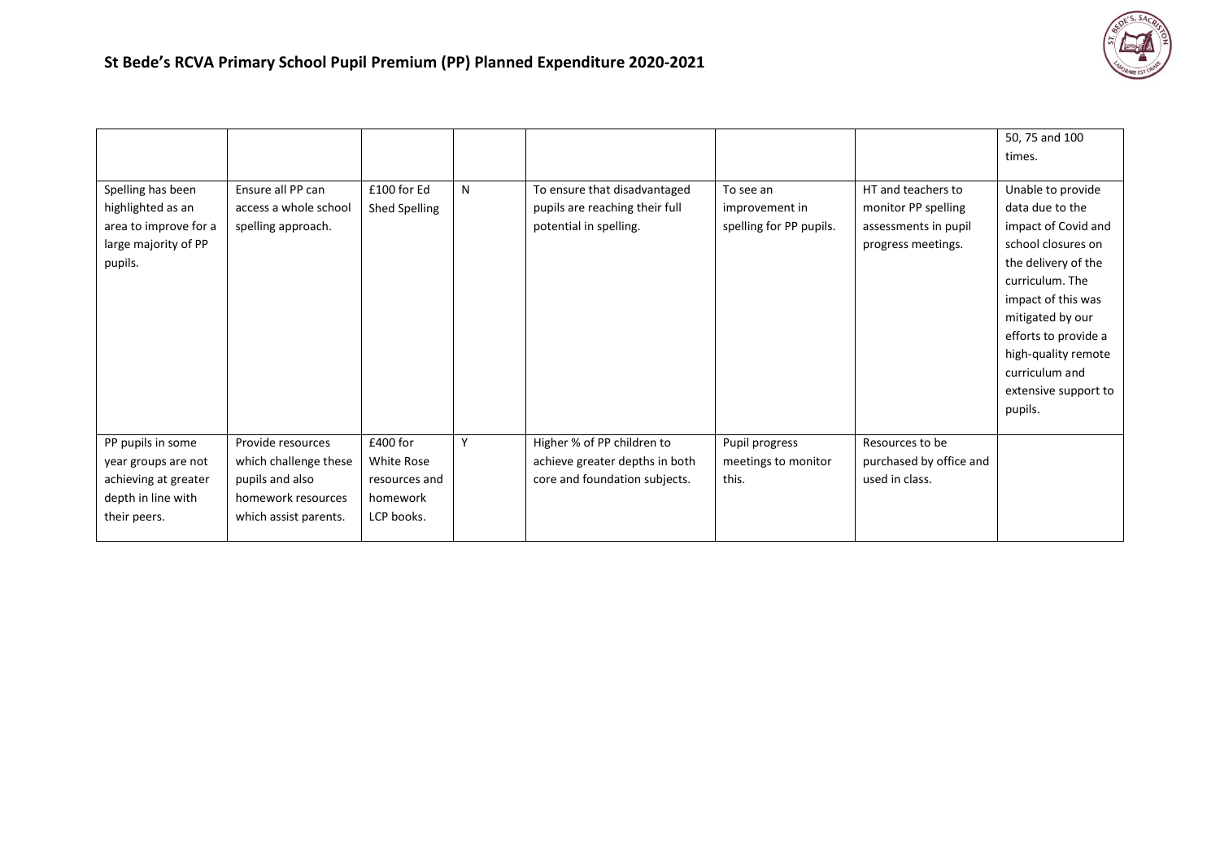## St Bede's RCVA Primary School Pupil Premium (PP) Planned Expenditure 2020-2021

| | | | | | | | |
|---|---|---|---|---|---|---|---|
| | | | | | | | 50, 75 and 100 times. |
| Spelling has been highlighted as an area to improve for a large majority of PP pupils. | Ensure all PP can access a whole school spelling approach. | £100 for Ed Shed Spelling | N | To ensure that disadvantaged pupils are reaching their full potential in spelling. | To see an improvement in spelling for PP pupils. | HT and teachers to monitor PP spelling assessments in pupil progress meetings. | Unable to provide data due to the impact of Covid and school closures on the delivery of the curriculum. The impact of this was mitigated by our efforts to provide a high-quality remote curriculum and extensive support to pupils. |
| PP pupils in some year groups are not achieving at greater depth in line with their peers. | Provide resources which challenge these pupils and also homework resources which assist parents. | £400 for White Rose resources and homework LCP books. | Y | Higher % of PP children to achieve greater depths in both core and foundation subjects. | Pupil progress meetings to monitor this. | Resources to be purchased by office and used in class. | |